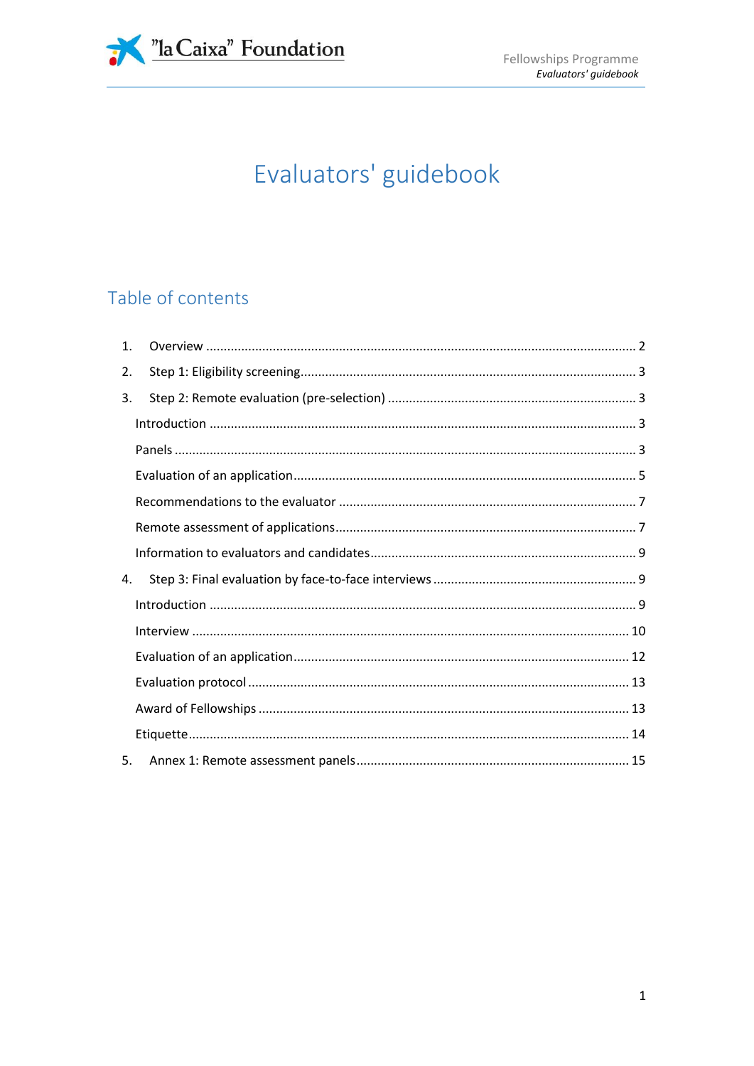# Evaluators' guidebook

## Table of contents

1. Overview ........................................................................................................................ 2
2. Step 1: Eligibility screening.............................................................................................. 3
3. Step 2: Remote evaluation (pre-selection) ...................................................................... 3
   - Introduction ........................................................................................................................ 3
   - Panels ................................................................................................................................. 3
   - Evaluation of an application ................................................................................................ 5
   - Recommendations to the evaluator .................................................................................... 7
   - Remote assessment of applications .................................................................................... 7
   - Information to evaluators and candidates .......................................................................... 9
4. Step 3: Final evaluation by face-to-face interviews .......................................................... 9
   - Introduction ........................................................................................................................ 9
   - Interview ........................................................................................................................... 10
   - Evaluation of an application .............................................................................................. 12
   - Evaluation protocol ........................................................................................................... 13
   - Award of Fellowships ........................................................................................................ 13
   - Etiquette ........................................................................................................................... 14
5. Annex 1: Remote assessment panels ............................................................................. 15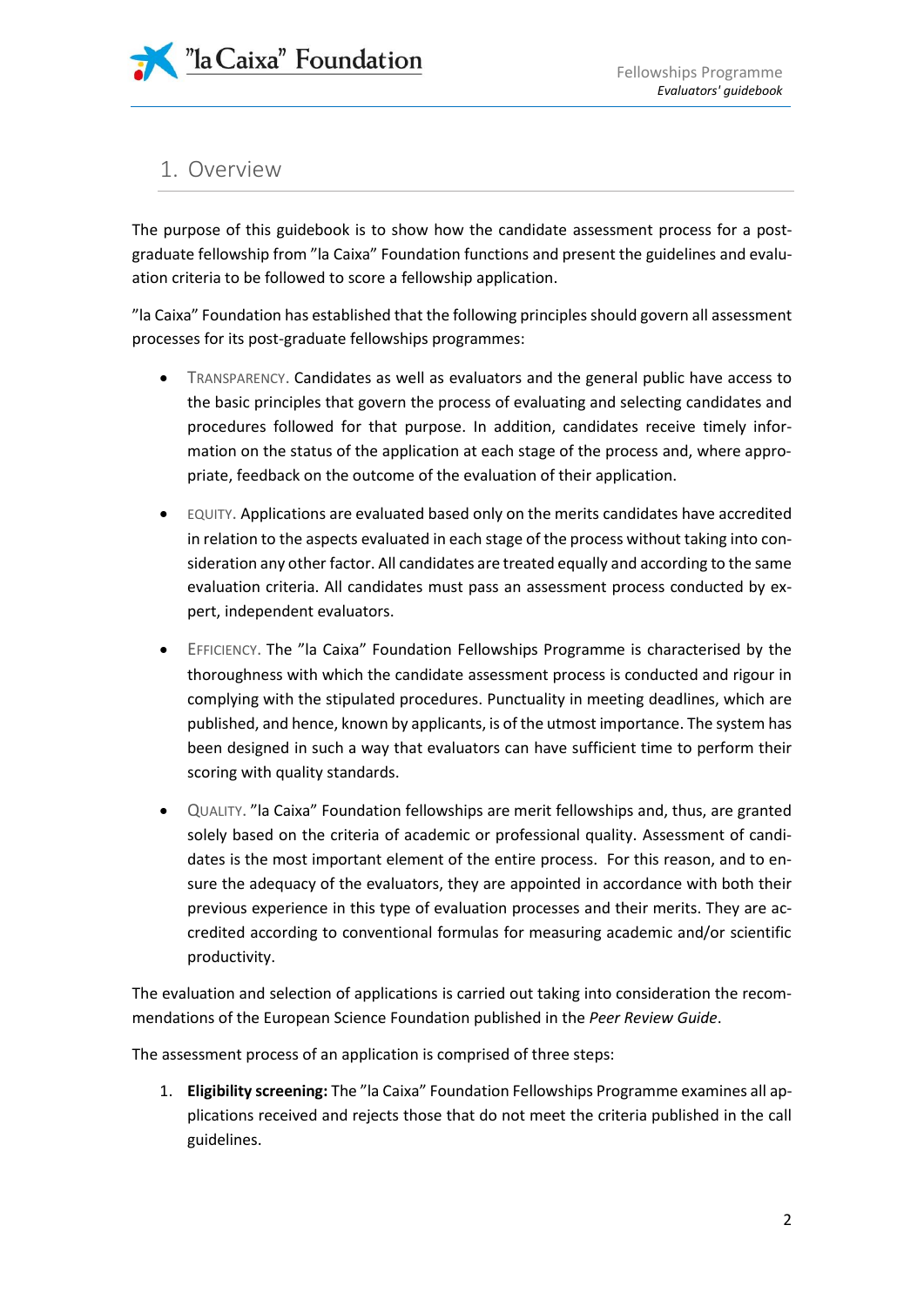## 1. Overview

The purpose of this guidebook is to show how the candidate assessment process for a post-graduate fellowship from "la Caixa" Foundation functions and present the guidelines and evaluation criteria to be followed to score a fellowship application.

"la Caixa" Foundation has established that the following principles should govern all assessment processes for its post-graduate fellowships programmes:

- TRANSPARENCY. Candidates as well as evaluators and the general public have access to the basic principles that govern the process of evaluating and selecting candidates and procedures followed for that purpose. In addition, candidates receive timely information on the status of the application at each stage of the process and, where appropriate, feedback on the outcome of the evaluation of their application.
- EQUITY. Applications are evaluated based only on the merits candidates have accredited in relation to the aspects evaluated in each stage of the process without taking into consideration any other factor. All candidates are treated equally and according to the same evaluation criteria. All candidates must pass an assessment process conducted by expert, independent evaluators.
- EFFICIENCY. The "la Caixa" Foundation Fellowships Programme is characterised by the thoroughness with which the candidate assessment process is conducted and rigour in complying with the stipulated procedures. Punctuality in meeting deadlines, which are published, and hence, known by applicants, is of the utmost importance. The system has been designed in such a way that evaluators can have sufficient time to perform their scoring with quality standards.
- QUALITY. "la Caixa" Foundation fellowships are merit fellowships and, thus, are granted solely based on the criteria of academic or professional quality. Assessment of candidates is the most important element of the entire process. For this reason, and to ensure the adequacy of the evaluators, they are appointed in accordance with both their previous experience in this type of evaluation processes and their merits. They are accredited according to conventional formulas for measuring academic and/or scientific productivity.

The evaluation and selection of applications is carried out taking into consideration the recommendations of the European Science Foundation published in the *Peer Review Guide*.

The assessment process of an application is comprised of three steps:

1. **Eligibility screening:** The "la Caixa" Foundation Fellowships Programme examines all applications received and rejects those that do not meet the criteria published in the call guidelines.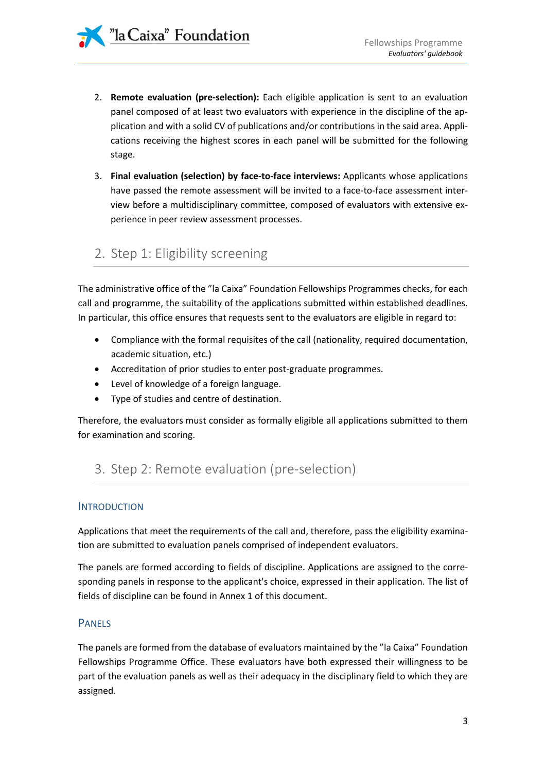2. **Remote evaluation (pre-selection):** Each eligible application is sent to an evaluation panel composed of at least two evaluators with experience in the discipline of the application and with a solid CV of publications and/or contributions in the said area. Applications receiving the highest scores in each panel will be submitted for the following stage.

3. **Final evaluation (selection) by face-to-face interviews:** Applicants whose applications have passed the remote assessment will be invited to a face-to-face assessment interview before a multidisciplinary committee, composed of evaluators with extensive experience in peer review assessment processes.

## 2. Step 1: Eligibility screening

The administrative office of the "la Caixa" Foundation Fellowships Programmes checks, for each call and programme, the suitability of the applications submitted within established deadlines. In particular, this office ensures that requests sent to the evaluators are eligible in regard to:

- Compliance with the formal requisites of the call (nationality, required documentation, academic situation, etc.)
- Accreditation of prior studies to enter post-graduate programmes.
- Level of knowledge of a foreign language.
- Type of studies and centre of destination.

Therefore, the evaluators must consider as formally eligible all applications submitted to them for examination and scoring.

## 3. Step 2: Remote evaluation (pre-selection)

### Introduction

Applications that meet the requirements of the call and, therefore, pass the eligibility examination are submitted to evaluation panels comprised of independent evaluators.

The panels are formed according to fields of discipline. Applications are assigned to the corresponding panels in response to the applicant's choice, expressed in their application. The list of fields of discipline can be found in Annex 1 of this document.

### Panels

The panels are formed from the database of evaluators maintained by the "la Caixa" Foundation Fellowships Programme Office. These evaluators have both expressed their willingness to be part of the evaluation panels as well as their adequacy in the disciplinary field to which they are assigned.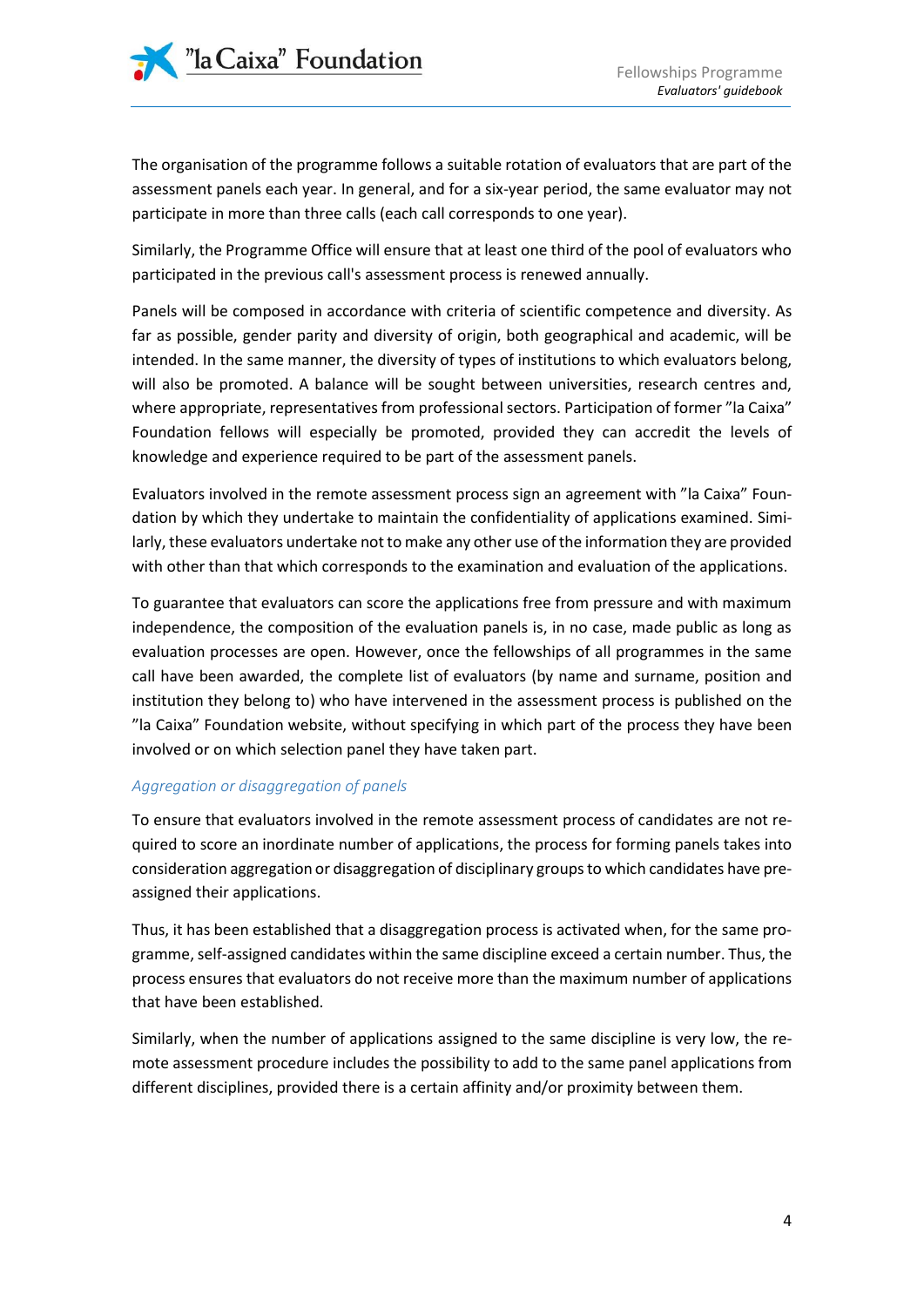The organisation of the programme follows a suitable rotation of evaluators that are part of the assessment panels each year. In general, and for a six-year period, the same evaluator may not participate in more than three calls (each call corresponds to one year).

Similarly, the Programme Office will ensure that at least one third of the pool of evaluators who participated in the previous call's assessment process is renewed annually.

Panels will be composed in accordance with criteria of scientific competence and diversity. As far as possible, gender parity and diversity of origin, both geographical and academic, will be intended. In the same manner, the diversity of types of institutions to which evaluators belong, will also be promoted. A balance will be sought between universities, research centres and, where appropriate, representatives from professional sectors. Participation of former "la Caixa" Foundation fellows will especially be promoted, provided they can accredit the levels of knowledge and experience required to be part of the assessment panels.

Evaluators involved in the remote assessment process sign an agreement with "la Caixa" Foundation by which they undertake to maintain the confidentiality of applications examined. Similarly, these evaluators undertake not to make any other use of the information they are provided with other than that which corresponds to the examination and evaluation of the applications.

To guarantee that evaluators can score the applications free from pressure and with maximum independence, the composition of the evaluation panels is, in no case, made public as long as evaluation processes are open. However, once the fellowships of all programmes in the same call have been awarded, the complete list of evaluators (by name and surname, position and institution they belong to) who have intervened in the assessment process is published on the "la Caixa" Foundation website, without specifying in which part of the process they have been involved or on which selection panel they have taken part.

*Aggregation or disaggregation of panels*

To ensure that evaluators involved in the remote assessment process of candidates are not required to score an inordinate number of applications, the process for forming panels takes into consideration aggregation or disaggregation of disciplinary groups to which candidates have preassigned their applications.

Thus, it has been established that a disaggregation process is activated when, for the same programme, self-assigned candidates within the same discipline exceed a certain number. Thus, the process ensures that evaluators do not receive more than the maximum number of applications that have been established.

Similarly, when the number of applications assigned to the same discipline is very low, the remote assessment procedure includes the possibility to add to the same panel applications from different disciplines, provided there is a certain affinity and/or proximity between them.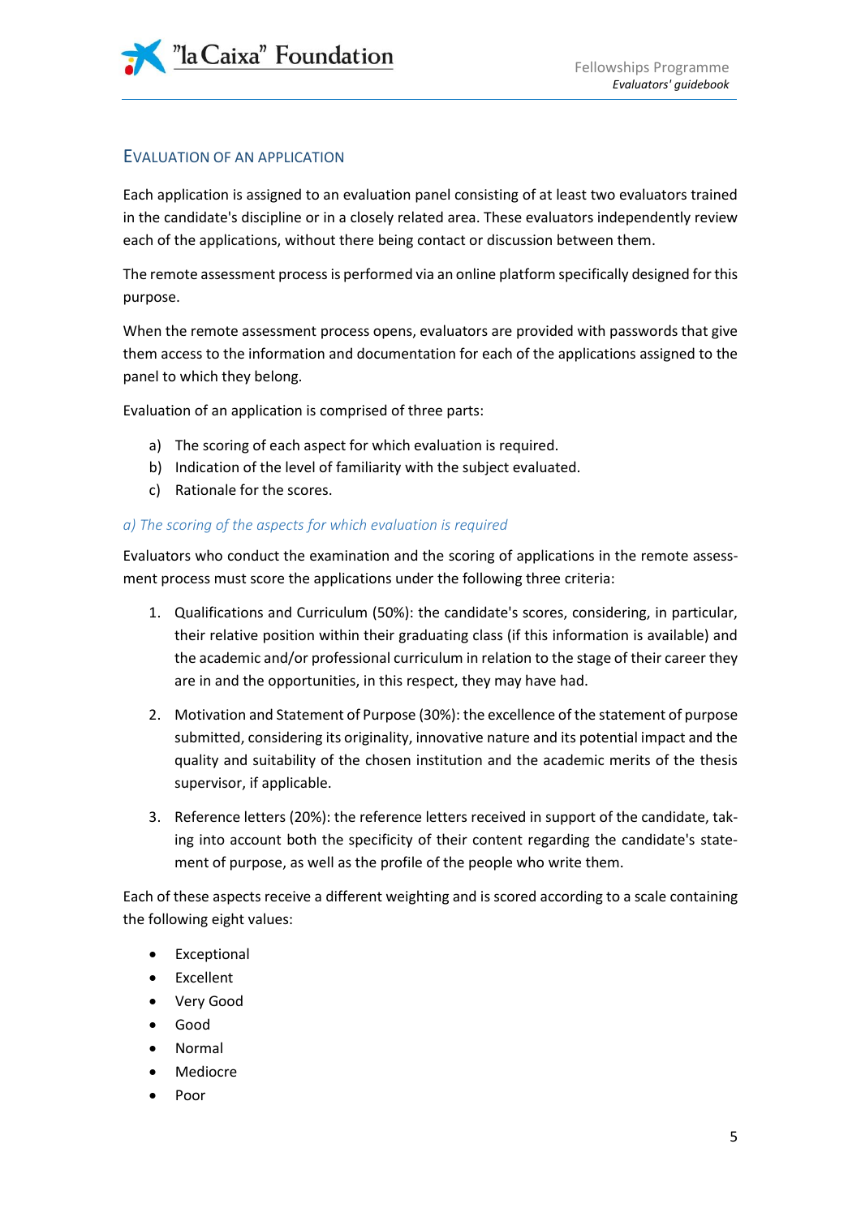## Evaluation of an Application

Each application is assigned to an evaluation panel consisting of at least two evaluators trained in the candidate's discipline or in a closely related area. These evaluators independently review each of the applications, without there being contact or discussion between them.

The remote assessment process is performed via an online platform specifically designed for this purpose.

When the remote assessment process opens, evaluators are provided with passwords that give them access to the information and documentation for each of the applications assigned to the panel to which they belong.

Evaluation of an application is comprised of three parts:

a) The scoring of each aspect for which evaluation is required.
b) Indication of the level of familiarity with the subject evaluated.
c) Rationale for the scores.

### *a) The scoring of the aspects for which evaluation is required*

Evaluators who conduct the examination and the scoring of applications in the remote assessment process must score the applications under the following three criteria:

1. Qualifications and Curriculum (50%): the candidate's scores, considering, in particular, their relative position within their graduating class (if this information is available) and the academic and/or professional curriculum in relation to the stage of their career they are in and the opportunities, in this respect, they may have had.

2. Motivation and Statement of Purpose (30%): the excellence of the statement of purpose submitted, considering its originality, innovative nature and its potential impact and the quality and suitability of the chosen institution and the academic merits of the thesis supervisor, if applicable.

3. Reference letters (20%): the reference letters received in support of the candidate, taking into account both the specificity of their content regarding the candidate's statement of purpose, as well as the profile of the people who write them.

Each of these aspects receive a different weighting and is scored according to a scale containing the following eight values:

- Exceptional
- Excellent
- Very Good
- Good
- Normal
- Mediocre
- Poor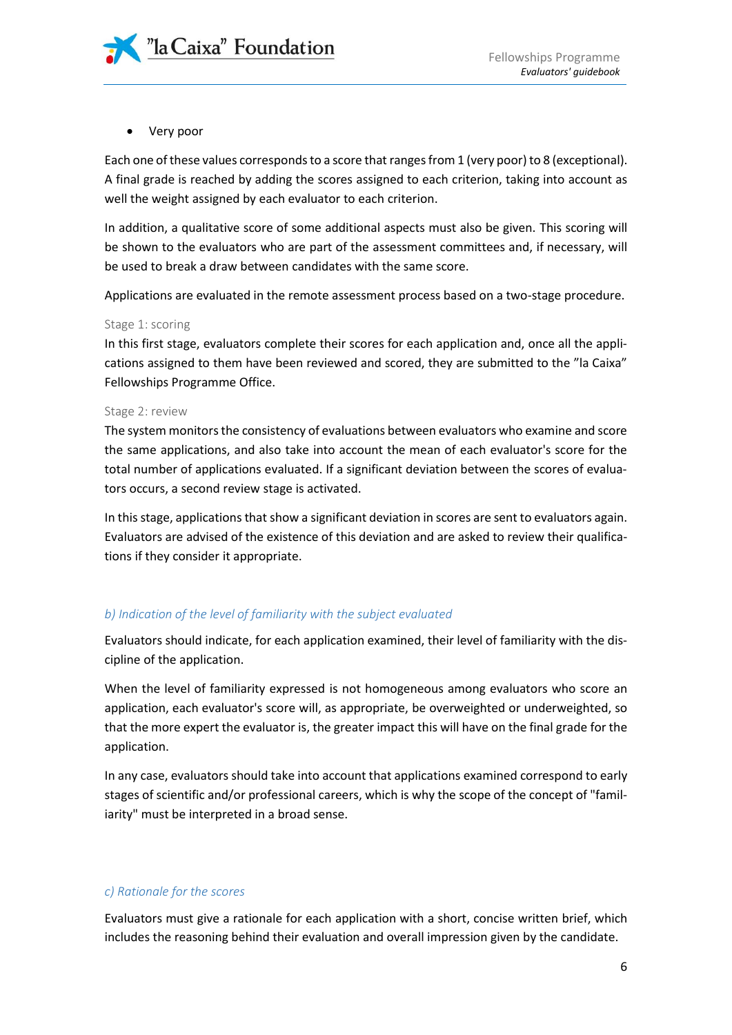- Very poor

Each one of these values corresponds to a score that ranges from 1 (very poor) to 8 (exceptional). A final grade is reached by adding the scores assigned to each criterion, taking into account as well the weight assigned by each evaluator to each criterion.

In addition, a qualitative score of some additional aspects must also be given. This scoring will be shown to the evaluators who are part of the assessment committees and, if necessary, will be used to break a draw between candidates with the same score.

Applications are evaluated in the remote assessment process based on a two-stage procedure.

Stage 1: scoring

In this first stage, evaluators complete their scores for each application and, once all the applications assigned to them have been reviewed and scored, they are submitted to the "la Caixa" Fellowships Programme Office.

Stage 2: review

The system monitors the consistency of evaluations between evaluators who examine and score the same applications, and also take into account the mean of each evaluator's score for the total number of applications evaluated. If a significant deviation between the scores of evaluators occurs, a second review stage is activated.

In this stage, applications that show a significant deviation in scores are sent to evaluators again. Evaluators are advised of the existence of this deviation and are asked to review their qualifications if they consider it appropriate.

### *b) Indication of the level of familiarity with the subject evaluated*

Evaluators should indicate, for each application examined, their level of familiarity with the discipline of the application.

When the level of familiarity expressed is not homogeneous among evaluators who score an application, each evaluator's score will, as appropriate, be overweighted or underweighted, so that the more expert the evaluator is, the greater impact this will have on the final grade for the application.

In any case, evaluators should take into account that applications examined correspond to early stages of scientific and/or professional careers, which is why the scope of the concept of "familiarity" must be interpreted in a broad sense.

### *c) Rationale for the scores*

Evaluators must give a rationale for each application with a short, concise written brief, which includes the reasoning behind their evaluation and overall impression given by the candidate.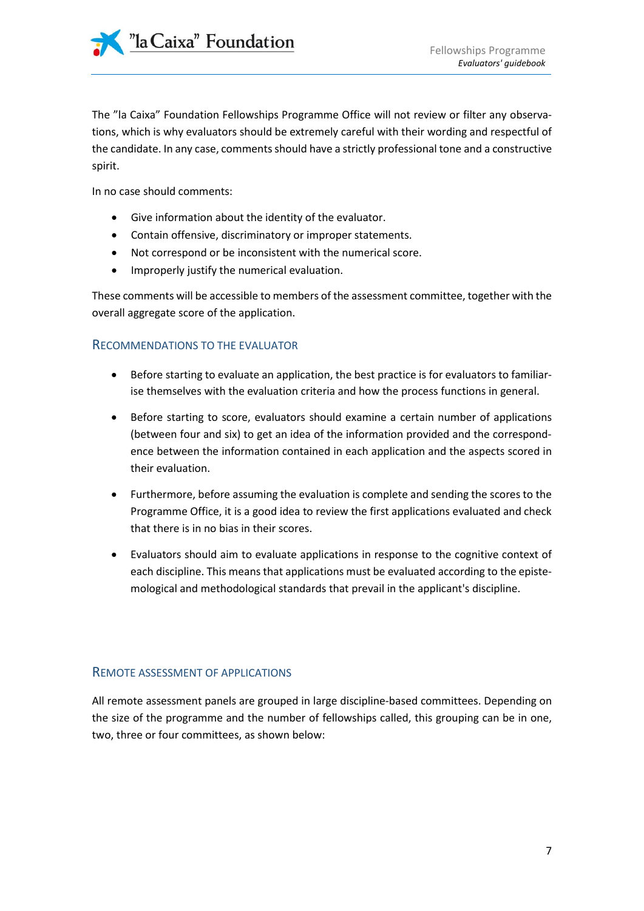The ”la Caixa” Foundation Fellowships Programme Office will not review or filter any observations, which is why evaluators should be extremely careful with their wording and respectful of the candidate. In any case, comments should have a strictly professional tone and a constructive spirit.

In no case should comments:

- Give information about the identity of the evaluator.
- Contain offensive, discriminatory or improper statements.
- Not correspond or be inconsistent with the numerical score.
- Improperly justify the numerical evaluation.

These comments will be accessible to members of the assessment committee, together with the overall aggregate score of the application.

## Recommendations to the evaluator

- Before starting to evaluate an application, the best practice is for evaluators to familiarise themselves with the evaluation criteria and how the process functions in general.
- Before starting to score, evaluators should examine a certain number of applications (between four and six) to get an idea of the information provided and the correspondence between the information contained in each application and the aspects scored in their evaluation.
- Furthermore, before assuming the evaluation is complete and sending the scores to the Programme Office, it is a good idea to review the first applications evaluated and check that there is in no bias in their scores.
- Evaluators should aim to evaluate applications in response to the cognitive context of each discipline. This means that applications must be evaluated according to the epistemological and methodological standards that prevail in the applicant's discipline.

## Remote assessment of applications

All remote assessment panels are grouped in large discipline-based committees. Depending on the size of the programme and the number of fellowships called, this grouping can be in one, two, three or four committees, as shown below: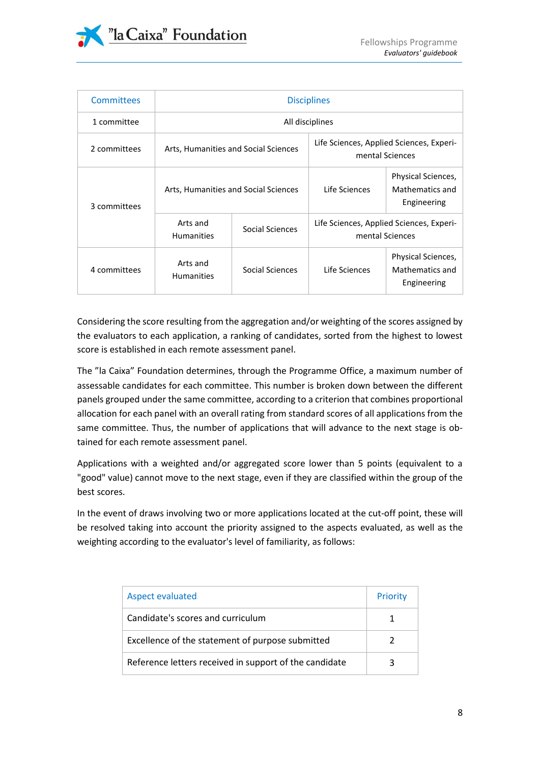| Committees | Disciplines | | | |
|---|---|---|---|---|
| 1 committee | All disciplines | | | |
| 2 committees | Arts, Humanities and Social Sciences | | Life Sciences, Applied Sciences, Experimental Sciences | |
| 3 committees | Arts, Humanities and Social Sciences | | Life Sciences | Physical Sciences, Mathematics and Engineering |
| | Arts and Humanities | Social Sciences | Life Sciences, Applied Sciences, Experimental Sciences | |
| 4 committees | Arts and Humanities | Social Sciences | Life Sciences | Physical Sciences, Mathematics and Engineering |

Considering the score resulting from the aggregation and/or weighting of the scores assigned by the evaluators to each application, a ranking of candidates, sorted from the highest to lowest score is established in each remote assessment panel.

The ”la Caixa” Foundation determines, through the Programme Office, a maximum number of assessable candidates for each committee. This number is broken down between the different panels grouped under the same committee, according to a criterion that combines proportional allocation for each panel with an overall rating from standard scores of all applications from the same committee. Thus, the number of applications that will advance to the next stage is obtained for each remote assessment panel.

Applications with a weighted and/or aggregated score lower than 5 points (equivalent to a "good" value) cannot move to the next stage, even if they are classified within the group of the best scores.

In the event of draws involving two or more applications located at the cut-off point, these will be resolved taking into account the priority assigned to the aspects evaluated, as well as the weighting according to the evaluator's level of familiarity, as follows:

| Aspect evaluated | Priority |
|---|---|
| Candidate's scores and curriculum | 1 |
| Excellence of the statement of purpose submitted | 2 |
| Reference letters received in support of the candidate | 3 |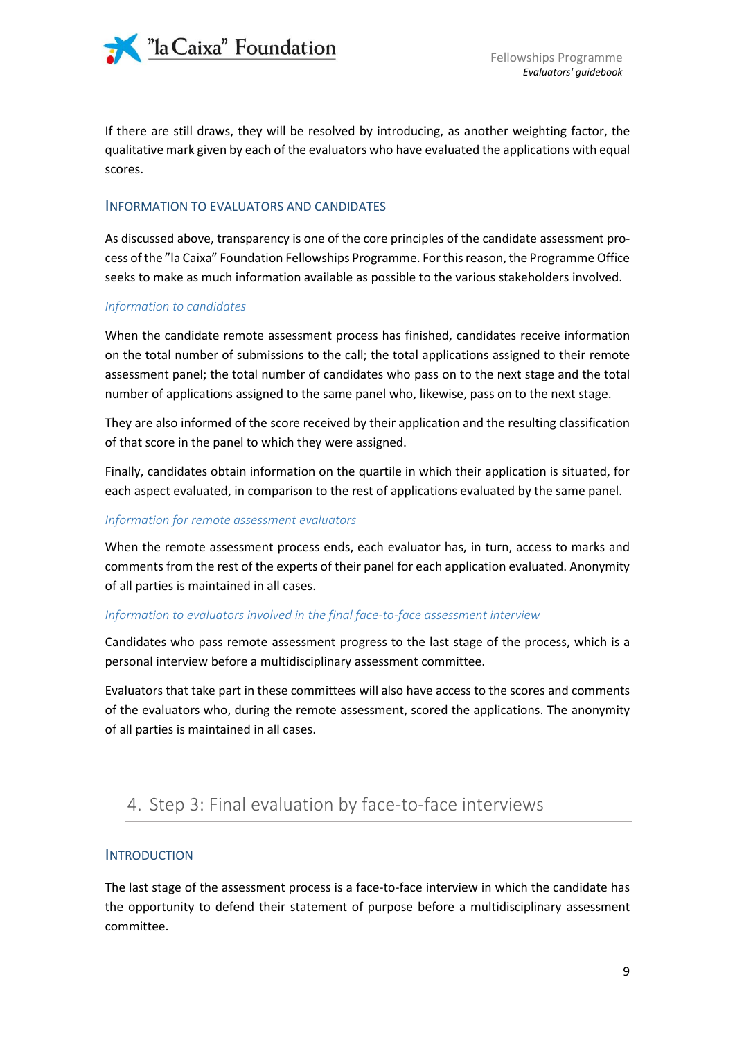If there are still draws, they will be resolved by introducing, as another weighting factor, the qualitative mark given by each of the evaluators who have evaluated the applications with equal scores.

### Information to evaluators and candidates

As discussed above, transparency is one of the core principles of the candidate assessment process of the "la Caixa" Foundation Fellowships Programme. For this reason, the Programme Office seeks to make as much information available as possible to the various stakeholders involved.

#### *Information to candidates*

When the candidate remote assessment process has finished, candidates receive information on the total number of submissions to the call; the total applications assigned to their remote assessment panel; the total number of candidates who pass on to the next stage and the total number of applications assigned to the same panel who, likewise, pass on to the next stage.

They are also informed of the score received by their application and the resulting classification of that score in the panel to which they were assigned.

Finally, candidates obtain information on the quartile in which their application is situated, for each aspect evaluated, in comparison to the rest of applications evaluated by the same panel.

#### *Information for remote assessment evaluators*

When the remote assessment process ends, each evaluator has, in turn, access to marks and comments from the rest of the experts of their panel for each application evaluated. Anonymity of all parties is maintained in all cases.

#### *Information to evaluators involved in the final face-to-face assessment interview*

Candidates who pass remote assessment progress to the last stage of the process, which is a personal interview before a multidisciplinary assessment committee.

Evaluators that take part in these committees will also have access to the scores and comments of the evaluators who, during the remote assessment, scored the applications. The anonymity of all parties is maintained in all cases.

## 4. Step 3: Final evaluation by face-to-face interviews

### Introduction

The last stage of the assessment process is a face-to-face interview in which the candidate has the opportunity to defend their statement of purpose before a multidisciplinary assessment committee.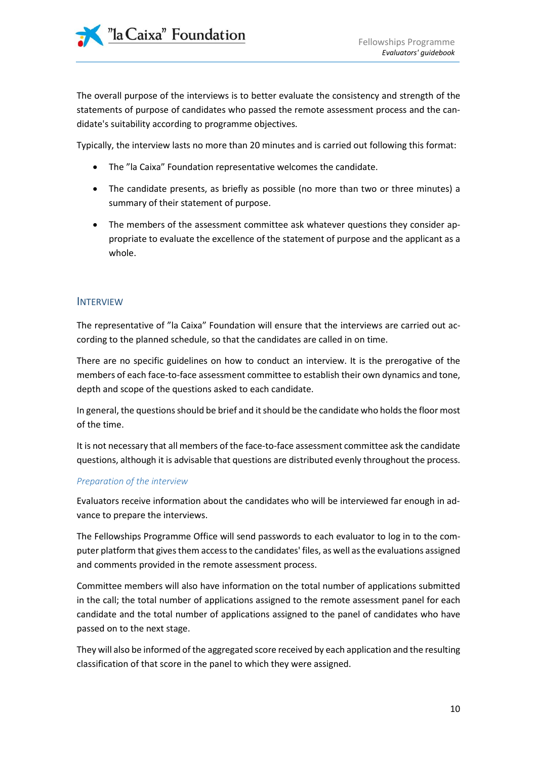The overall purpose of the interviews is to better evaluate the consistency and strength of the statements of purpose of candidates who passed the remote assessment process and the candidate's suitability according to programme objectives.

Typically, the interview lasts no more than 20 minutes and is carried out following this format:

- The ”la Caixa” Foundation representative welcomes the candidate.
- The candidate presents, as briefly as possible (no more than two or three minutes) a summary of their statement of purpose.
- The members of the assessment committee ask whatever questions they consider appropriate to evaluate the excellence of the statement of purpose and the applicant as a whole.

## INTERVIEW

The representative of ”la Caixa” Foundation will ensure that the interviews are carried out according to the planned schedule, so that the candidates are called in on time.

There are no specific guidelines on how to conduct an interview. It is the prerogative of the members of each face-to-face assessment committee to establish their own dynamics and tone, depth and scope of the questions asked to each candidate.

In general, the questions should be brief and it should be the candidate who holds the floor most of the time.

It is not necessary that all members of the face-to-face assessment committee ask the candidate questions, although it is advisable that questions are distributed evenly throughout the process.

### *Preparation of the interview*

Evaluators receive information about the candidates who will be interviewed far enough in advance to prepare the interviews.

The Fellowships Programme Office will send passwords to each evaluator to log in to the computer platform that gives them access to the candidates' files, as well as the evaluations assigned and comments provided in the remote assessment process.

Committee members will also have information on the total number of applications submitted in the call; the total number of applications assigned to the remote assessment panel for each candidate and the total number of applications assigned to the panel of candidates who have passed on to the next stage.

They will also be informed of the aggregated score received by each application and the resulting classification of that score in the panel to which they were assigned.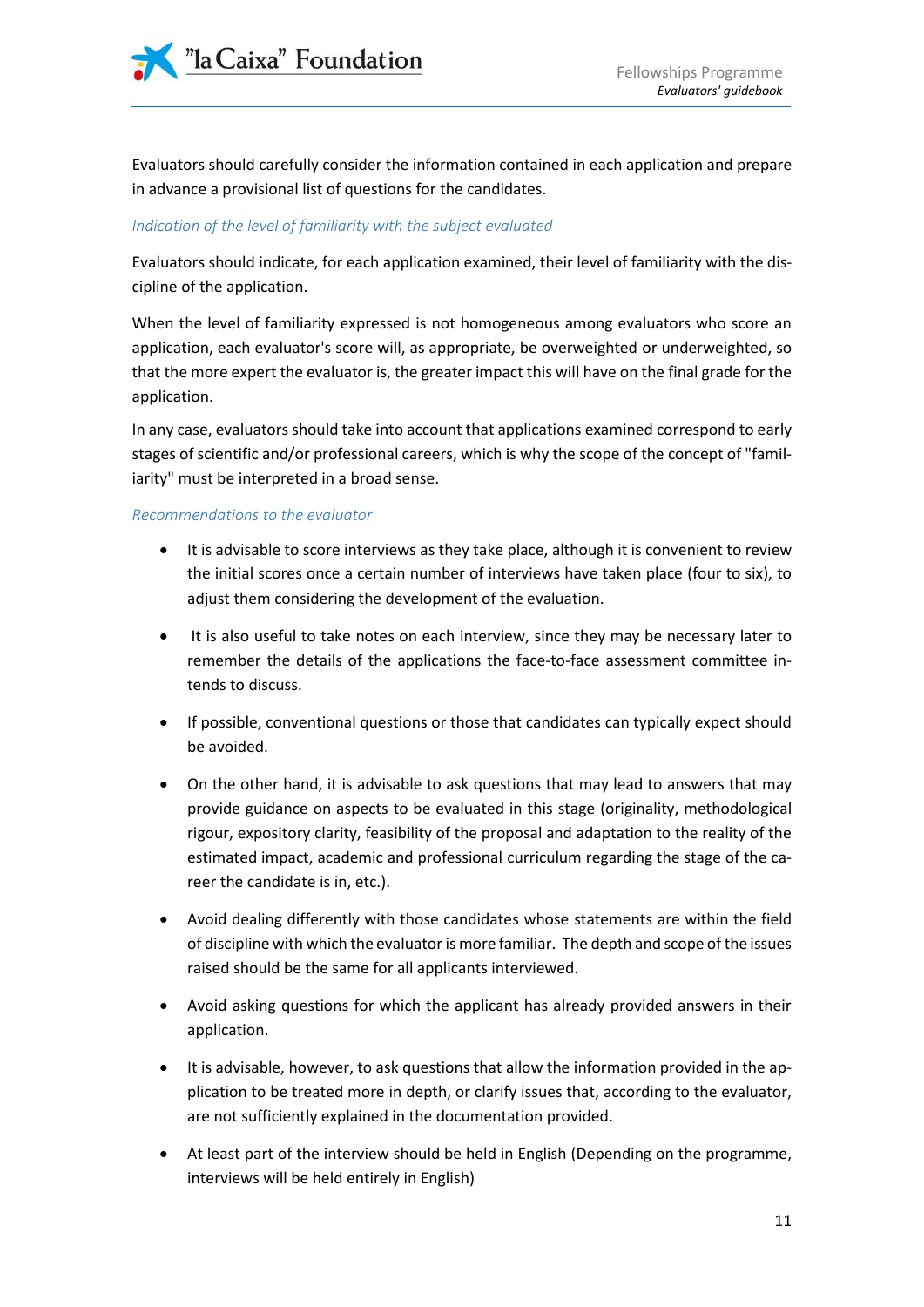Evaluators should carefully consider the information contained in each application and prepare in advance a provisional list of questions for the candidates.

### *Indication of the level of familiarity with the subject evaluated*

Evaluators should indicate, for each application examined, their level of familiarity with the discipline of the application.

When the level of familiarity expressed is not homogeneous among evaluators who score an application, each evaluator's score will, as appropriate, be overweighted or underweighted, so that the more expert the evaluator is, the greater impact this will have on the final grade for the application.

In any case, evaluators should take into account that applications examined correspond to early stages of scientific and/or professional careers, which is why the scope of the concept of "familiarity" must be interpreted in a broad sense.

### *Recommendations to the evaluator*

- It is advisable to score interviews as they take place, although it is convenient to review the initial scores once a certain number of interviews have taken place (four to six), to adjust them considering the development of the evaluation.
- It is also useful to take notes on each interview, since they may be necessary later to remember the details of the applications the face-to-face assessment committee intends to discuss.
- If possible, conventional questions or those that candidates can typically expect should be avoided.
- On the other hand, it is advisable to ask questions that may lead to answers that may provide guidance on aspects to be evaluated in this stage (originality, methodological rigour, expository clarity, feasibility of the proposal and adaptation to the reality of the estimated impact, academic and professional curriculum regarding the stage of the career the candidate is in, etc.).
- Avoid dealing differently with those candidates whose statements are within the field of discipline with which the evaluator is more familiar. The depth and scope of the issues raised should be the same for all applicants interviewed.
- Avoid asking questions for which the applicant has already provided answers in their application.
- It is advisable, however, to ask questions that allow the information provided in the application to be treated more in depth, or clarify issues that, according to the evaluator, are not sufficiently explained in the documentation provided.
- At least part of the interview should be held in English (Depending on the programme, interviews will be held entirely in English)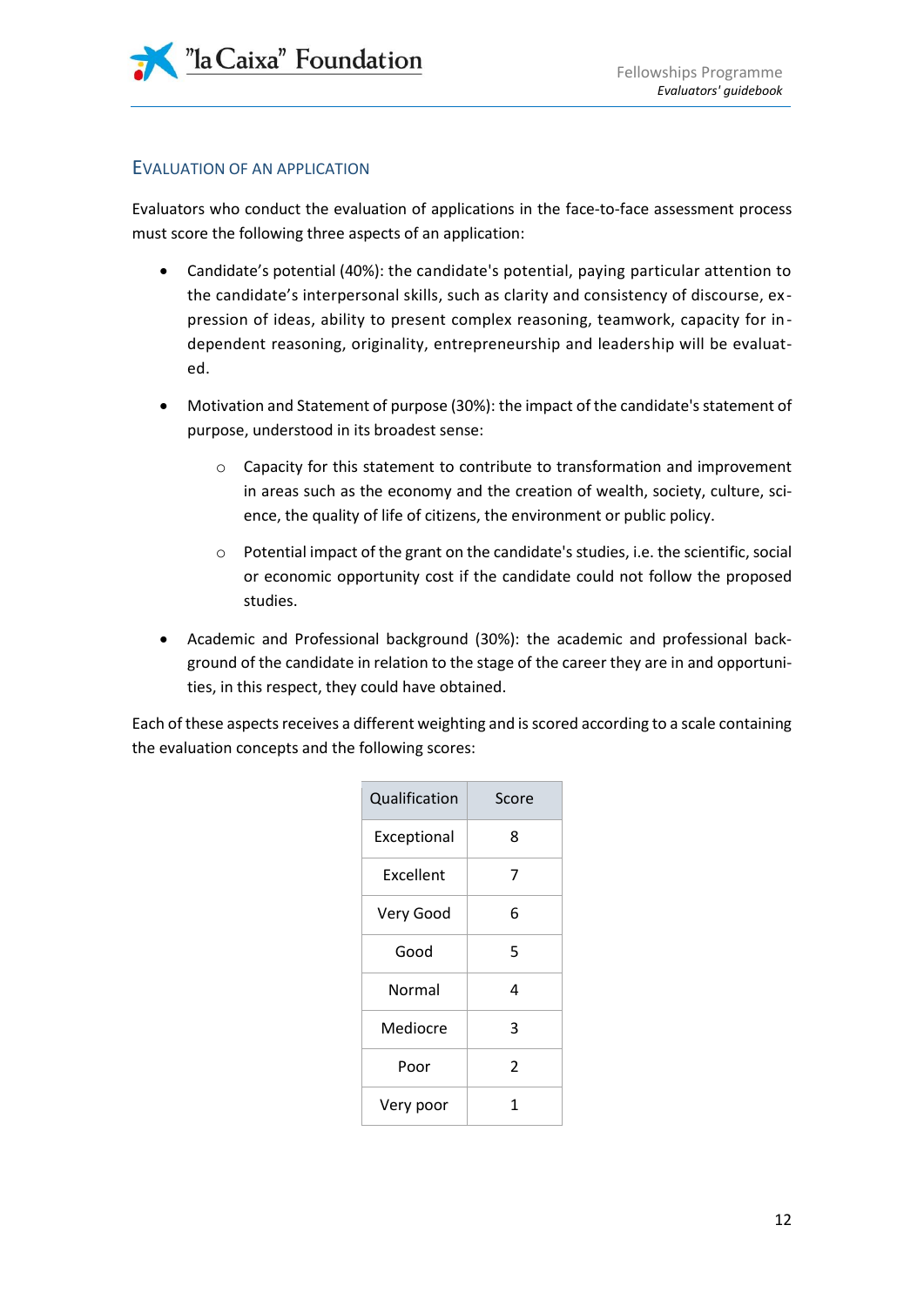## EVALUATION OF AN APPLICATION

Evaluators who conduct the evaluation of applications in the face-to-face assessment process must score the following three aspects of an application:

- Candidate's potential (40%): the candidate's potential, paying particular attention to the candidate's interpersonal skills, such as clarity and consistency of discourse, expression of ideas, ability to present complex reasoning, teamwork, capacity for independent reasoning, originality, entrepreneurship and leadership will be evaluated.
- Motivation and Statement of purpose (30%): the impact of the candidate's statement of purpose, understood in its broadest sense:
  - Capacity for this statement to contribute to transformation and improvement in areas such as the economy and the creation of wealth, society, culture, science, the quality of life of citizens, the environment or public policy.
  - Potential impact of the grant on the candidate's studies, i.e. the scientific, social or economic opportunity cost if the candidate could not follow the proposed studies.
- Academic and Professional background (30%): the academic and professional background of the candidate in relation to the stage of the career they are in and opportunities, in this respect, they could have obtained.

Each of these aspects receives a different weighting and is scored according to a scale containing the evaluation concepts and the following scores:

| Qualification | Score |
| --- | --- |
| Exceptional | 8 |
| Excellent | 7 |
| Very Good | 6 |
| Good | 5 |
| Normal | 4 |
| Mediocre | 3 |
| Poor | 2 |
| Very poor | 1 |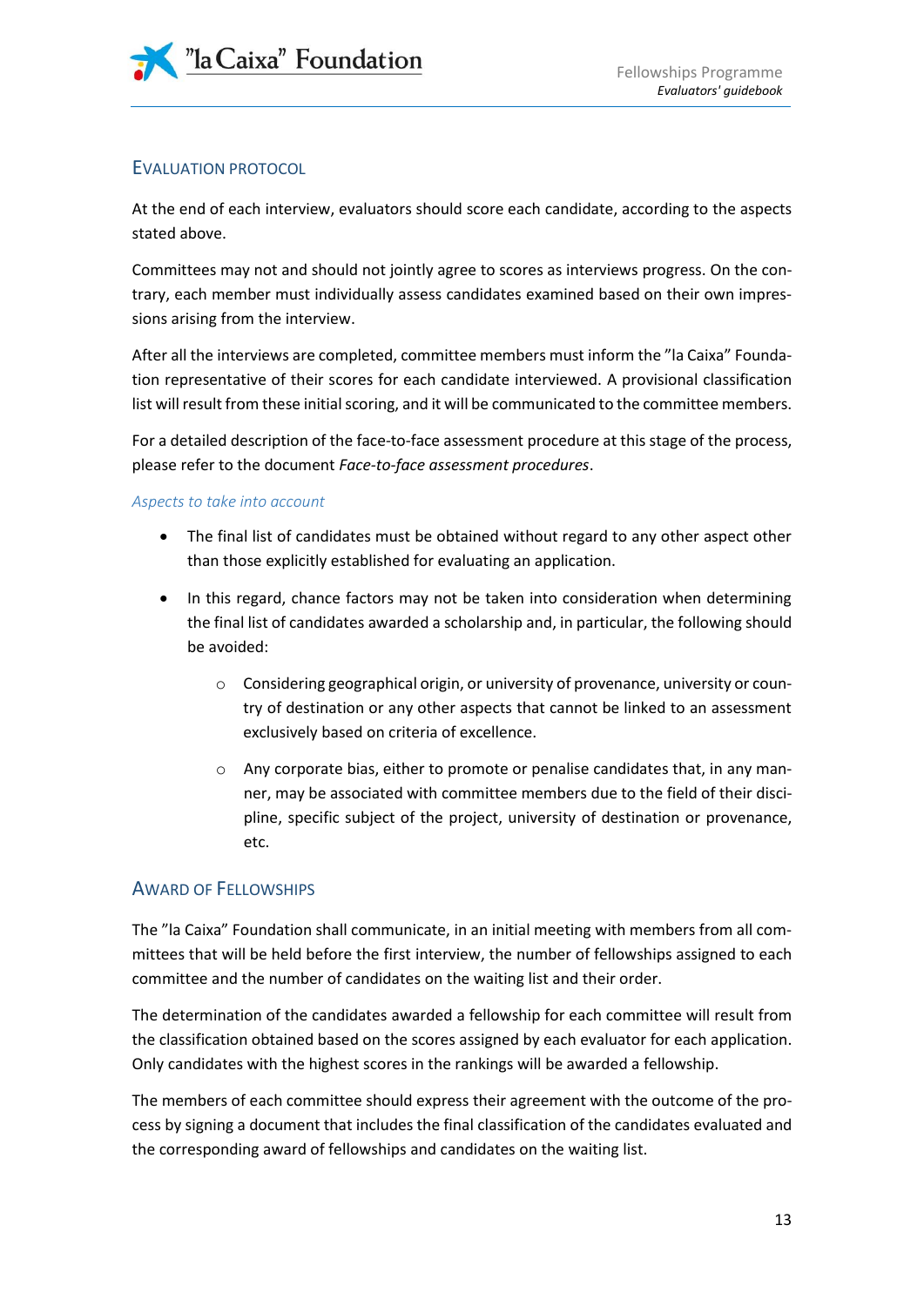## Evaluation Protocol

At the end of each interview, evaluators should score each candidate, according to the aspects stated above.

Committees may not and should not jointly agree to scores as interviews progress. On the contrary, each member must individually assess candidates examined based on their own impressions arising from the interview.

After all the interviews are completed, committee members must inform the "la Caixa" Foundation representative of their scores for each candidate interviewed. A provisional classification list will result from these initial scoring, and it will be communicated to the committee members.

For a detailed description of the face-to-face assessment procedure at this stage of the process, please refer to the document *Face-to-face assessment procedures*.

### *Aspects to take into account*

- The final list of candidates must be obtained without regard to any other aspect other than those explicitly established for evaluating an application.
- In this regard, chance factors may not be taken into consideration when determining the final list of candidates awarded a scholarship and, in particular, the following should be avoided:
  - Considering geographical origin, or university of provenance, university or country of destination or any other aspects that cannot be linked to an assessment exclusively based on criteria of excellence.
  - Any corporate bias, either to promote or penalise candidates that, in any manner, may be associated with committee members due to the field of their discipline, specific subject of the project, university of destination or provenance, etc.

## Award of Fellowships

The "la Caixa" Foundation shall communicate, in an initial meeting with members from all committees that will be held before the first interview, the number of fellowships assigned to each committee and the number of candidates on the waiting list and their order.

The determination of the candidates awarded a fellowship for each committee will result from the classification obtained based on the scores assigned by each evaluator for each application. Only candidates with the highest scores in the rankings will be awarded a fellowship.

The members of each committee should express their agreement with the outcome of the process by signing a document that includes the final classification of the candidates evaluated and the corresponding award of fellowships and candidates on the waiting list.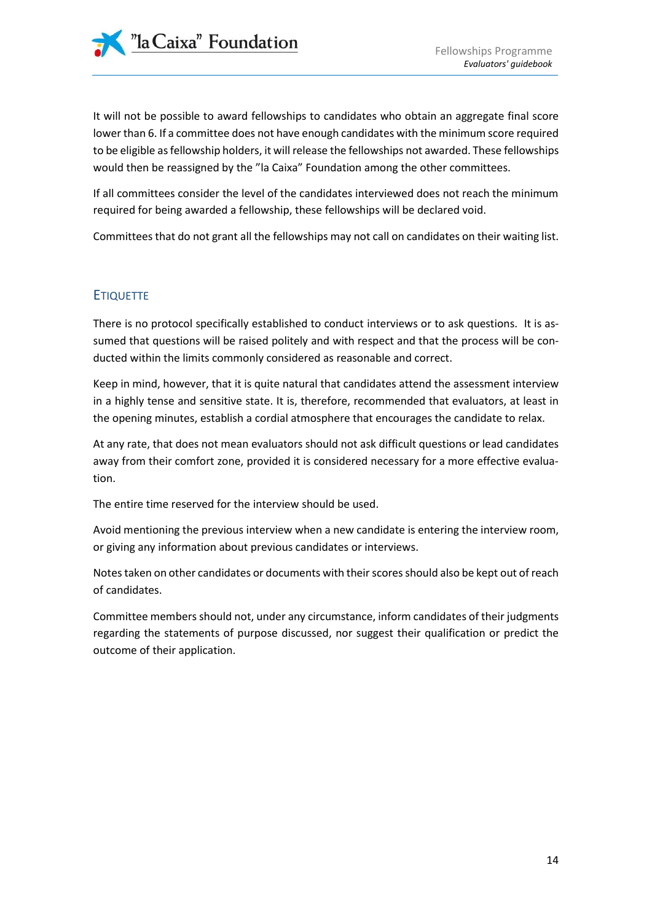It will not be possible to award fellowships to candidates who obtain an aggregate final score lower than 6. If a committee does not have enough candidates with the minimum score required to be eligible as fellowship holders, it will release the fellowships not awarded. These fellowships would then be reassigned by the "la Caixa" Foundation among the other committees.

If all committees consider the level of the candidates interviewed does not reach the minimum required for being awarded a fellowship, these fellowships will be declared void.

Committees that do not grant all the fellowships may not call on candidates on their waiting list.

## ETIQUETTE

There is no protocol specifically established to conduct interviews or to ask questions. It is assumed that questions will be raised politely and with respect and that the process will be conducted within the limits commonly considered as reasonable and correct.

Keep in mind, however, that it is quite natural that candidates attend the assessment interview in a highly tense and sensitive state. It is, therefore, recommended that evaluators, at least in the opening minutes, establish a cordial atmosphere that encourages the candidate to relax.

At any rate, that does not mean evaluators should not ask difficult questions or lead candidates away from their comfort zone, provided it is considered necessary for a more effective evaluation.

The entire time reserved for the interview should be used.

Avoid mentioning the previous interview when a new candidate is entering the interview room, or giving any information about previous candidates or interviews.

Notes taken on other candidates or documents with their scores should also be kept out of reach of candidates.

Committee members should not, under any circumstance, inform candidates of their judgments regarding the statements of purpose discussed, nor suggest their qualification or predict the outcome of their application.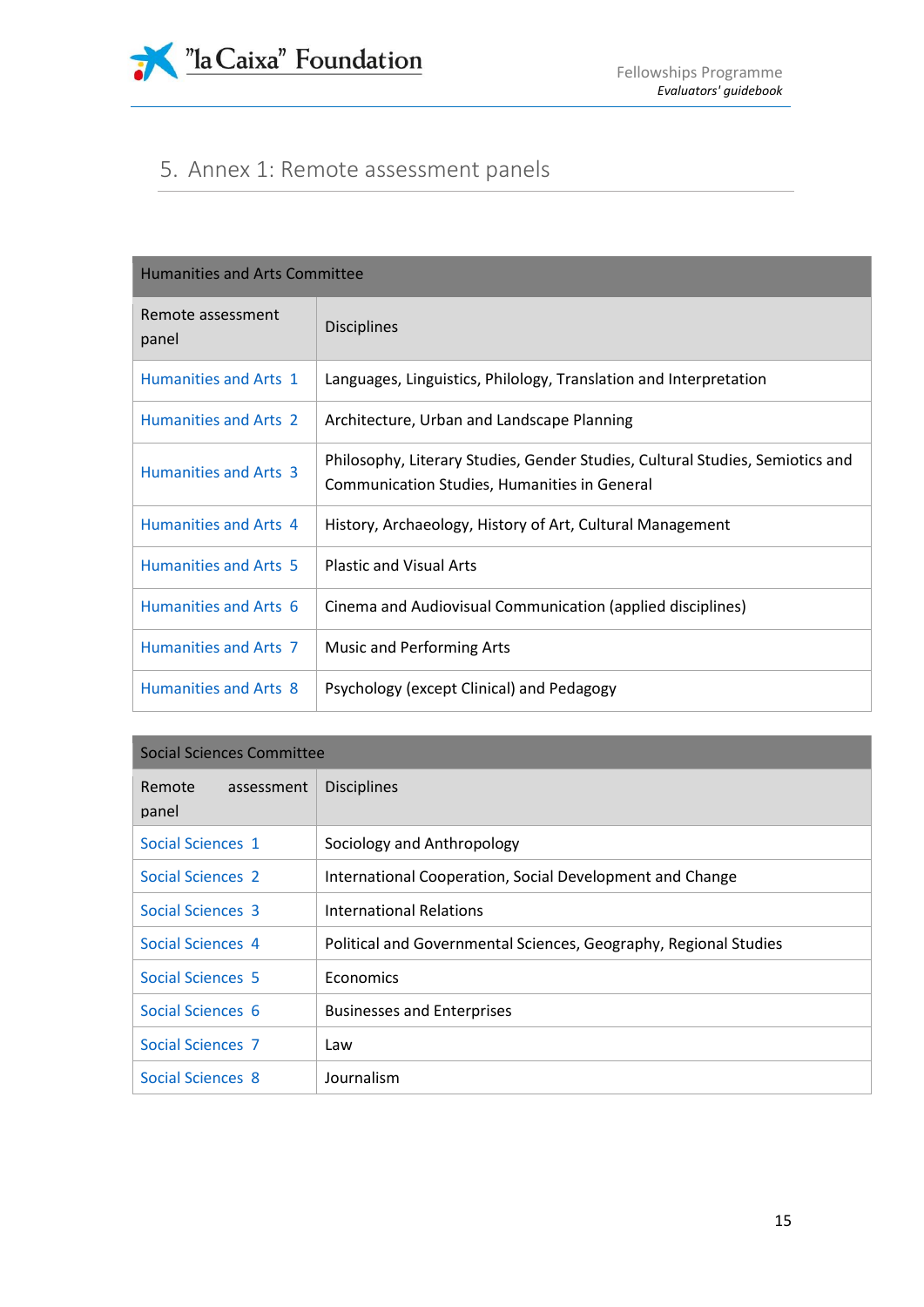## 5. Annex 1: Remote assessment panels

| Humanities and Arts Committee | |
|---|---|
| Remote assessment panel | Disciplines |
| Humanities and Arts 1 | Languages, Linguistics, Philology, Translation and Interpretation |
| Humanities and Arts 2 | Architecture, Urban and Landscape Planning |
| Humanities and Arts 3 | Philosophy, Literary Studies, Gender Studies, Cultural Studies, Semiotics and Communication Studies, Humanities in General |
| Humanities and Arts 4 | History, Archaeology, History of Art, Cultural Management |
| Humanities and Arts 5 | Plastic and Visual Arts |
| Humanities and Arts 6 | Cinema and Audiovisual Communication (applied disciplines) |
| Humanities and Arts 7 | Music and Performing Arts |
| Humanities and Arts 8 | Psychology (except Clinical) and Pedagogy |

| Social Sciences Committee | |
|---|---|
| Remote assessment panel | Disciplines |
| Social Sciences 1 | Sociology and Anthropology |
| Social Sciences 2 | International Cooperation, Social Development and Change |
| Social Sciences 3 | International Relations |
| Social Sciences 4 | Political and Governmental Sciences, Geography, Regional Studies |
| Social Sciences 5 | Economics |
| Social Sciences 6 | Businesses and Enterprises |
| Social Sciences 7 | Law |
| Social Sciences 8 | Journalism |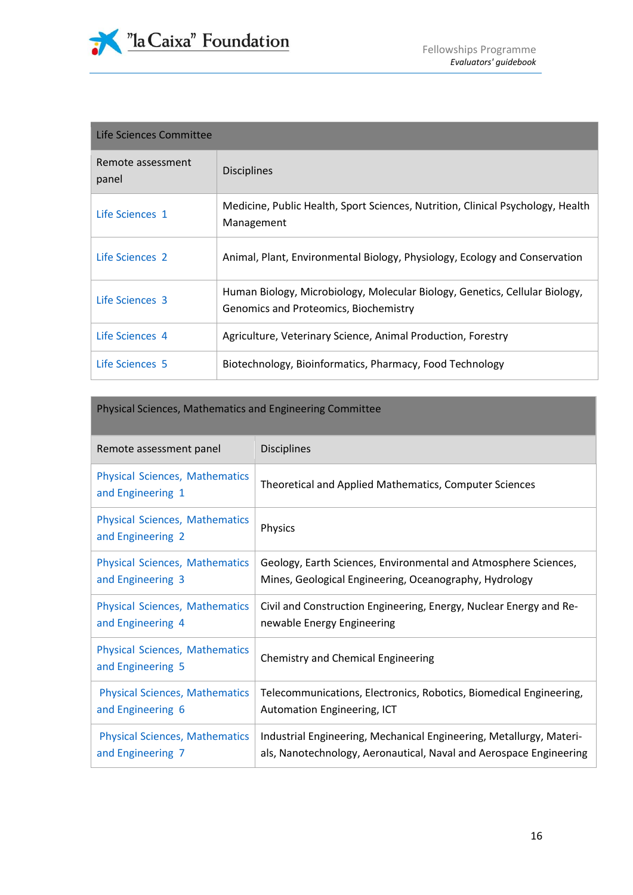| Life Sciences Committee | |
|---|---|
| Remote assessment panel | Disciplines |
| Life Sciences 1 | Medicine, Public Health, Sport Sciences, Nutrition, Clinical Psychology, Health Management |
| Life Sciences 2 | Animal, Plant, Environmental Biology, Physiology, Ecology and Conservation |
| Life Sciences 3 | Human Biology, Microbiology, Molecular Biology, Genetics, Cellular Biology, Genomics and Proteomics, Biochemistry |
| Life Sciences 4 | Agriculture, Veterinary Science, Animal Production, Forestry |
| Life Sciences 5 | Biotechnology, Bioinformatics, Pharmacy, Food Technology |

| Physical Sciences, Mathematics and Engineering Committee | |
|---|---|
| Remote assessment panel | Disciplines |
| Physical Sciences, Mathematics and Engineering 1 | Theoretical and Applied Mathematics, Computer Sciences |
| Physical Sciences, Mathematics and Engineering 2 | Physics |
| Physical Sciences, Mathematics and Engineering 3 | Geology, Earth Sciences, Environmental and Atmosphere Sciences, Mines, Geological Engineering, Oceanography, Hydrology |
| Physical Sciences, Mathematics and Engineering 4 | Civil and Construction Engineering, Energy, Nuclear Energy and Renewable Energy Engineering |
| Physical Sciences, Mathematics and Engineering 5 | Chemistry and Chemical Engineering |
| Physical Sciences, Mathematics and Engineering 6 | Telecommunications, Electronics, Robotics, Biomedical Engineering, Automation Engineering, ICT |
| Physical Sciences, Mathematics and Engineering 7 | Industrial Engineering, Mechanical Engineering, Metallurgy, Materials, Nanotechnology, Aeronautical, Naval and Aerospace Engineering |